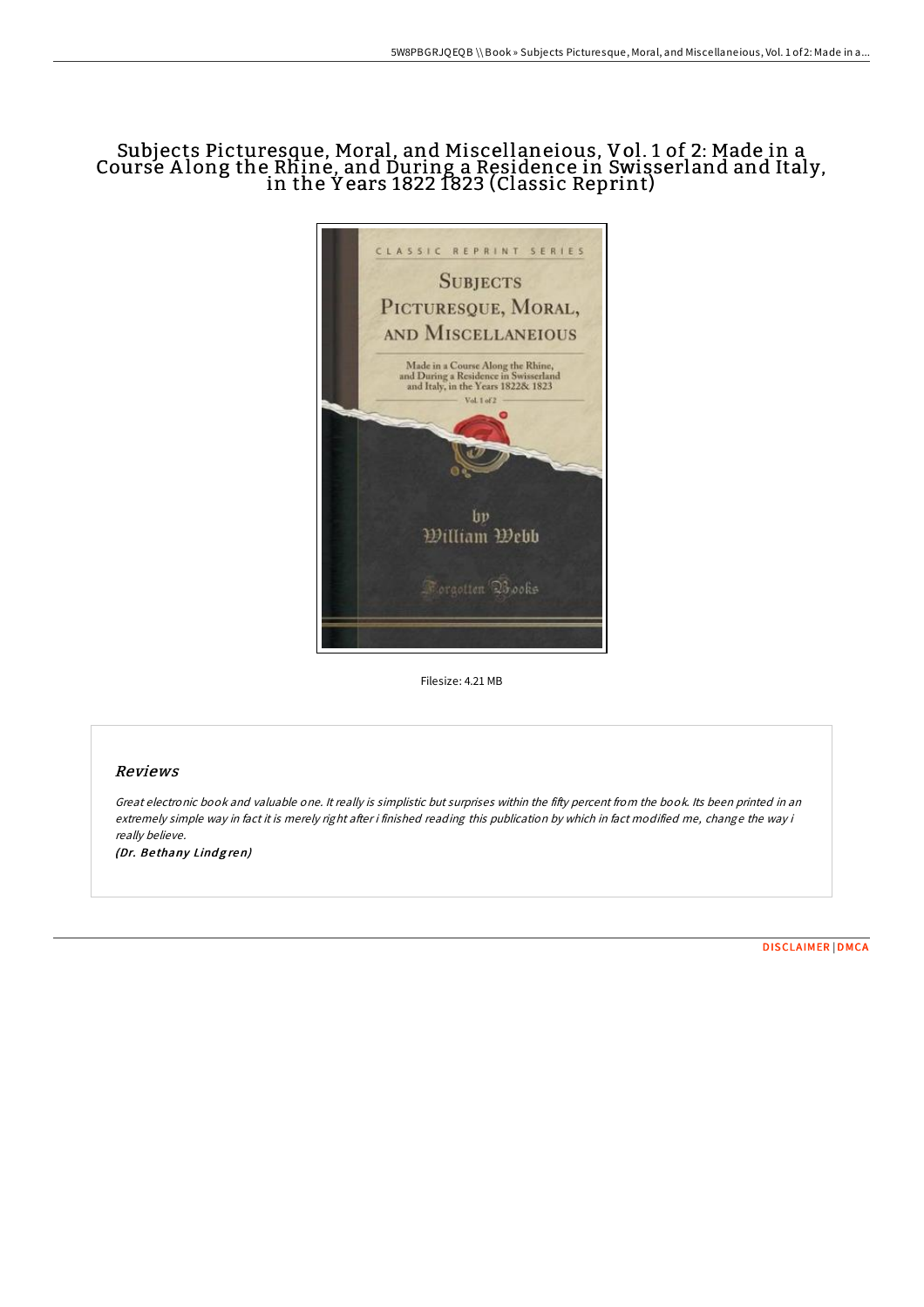# Subjects Picturesque, Moral, and Miscellaneious, Vol. 1 of 2: Made in a Course Along the Rhine, and During a Residence in Swisserland and Italy, in the Years 1822 1823 (Classic Reprint)

Filesize: 4.21 MB

## Reviews

*Great electronic book and valuable one. It really is simplistic but surprises within the fifty percent from the book. Its been printed in an extremely simple way in fact it is merely right after i finished reading this publication by which in fact modified me, change the way i really believe.*

*(Dr. Bethany Lindgren)*

DISCLAIMER | DMCA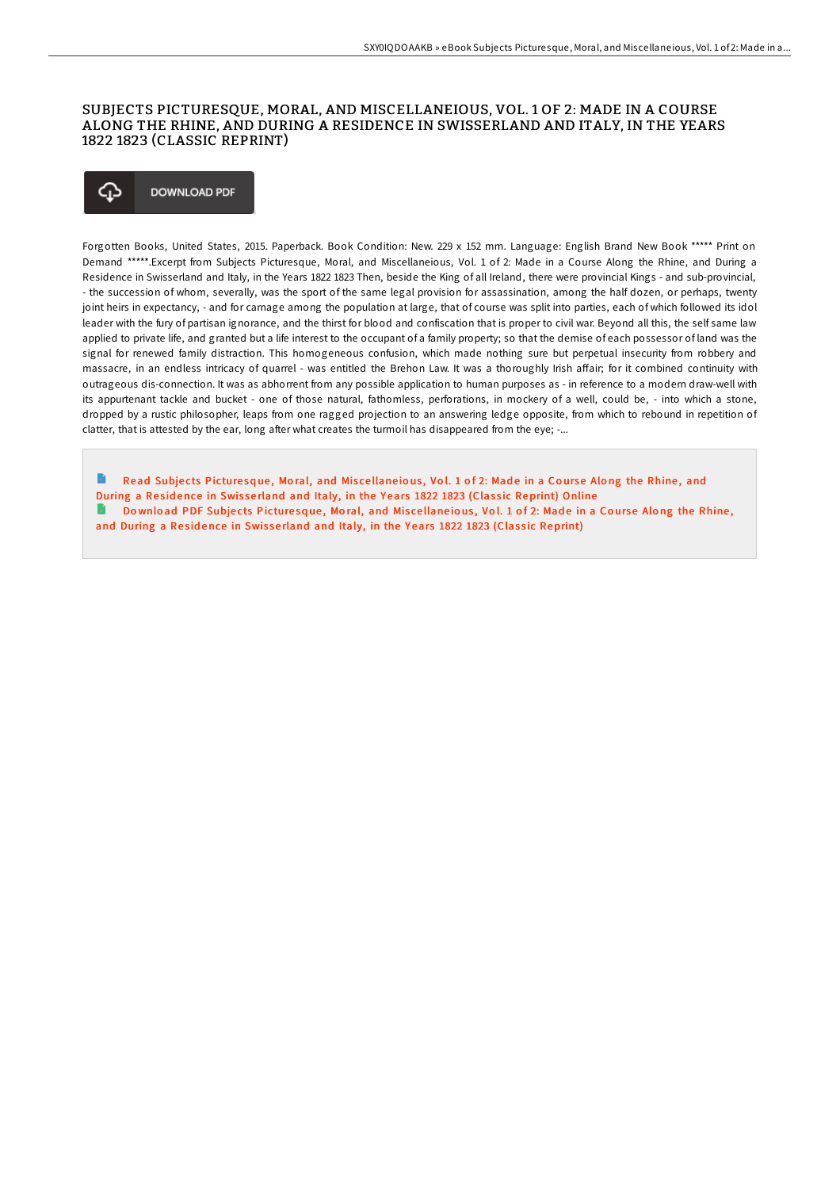# SUBJECTS PICTURESQUE, MORAL, AND MISCELLANEIOUS, VOL. 1 OF 2: MADE IN A COURSE ALONG THE RHINE, AND DURING A RESIDENCE IN SWISSERLAND AND ITALY, IN THE YEARS 1822 1823 (CLASSIC REPRINT)

DOWNLOAD PDF

Forgotten Books, United States, 2015. Paperback. Book Condition: New. 229 x 152 mm. Language: English Brand New Book ***** Print on Demand *****.Excerpt from Subjects Picturesque, Moral, and Miscellaneious, Vol. 1 of 2: Made in a Course Along the Rhine, and During a Residence in Swisserland and Italy, in the Years 1822 1823 Then, beside the King of all Ireland, there were provincial Kings - and sub-provincial, - the succession of whom, severally, was the sport of the same legal provision for assassination, among the half dozen, or perhaps, twenty joint heirs in expectancy, - and for carnage among the population at large, that of course was split into parties, each of which followed its idol leader with the fury of partisan ignorance, and the thirst for blood and confiscation that is proper to civil war. Beyond all this, the self same law applied to private life, and granted but a life interest to the occupant of a family property; so that the demise of each possessor of land was the signal for renewed family distraction. This homogeneous confusion, which made nothing sure but perpetual insecurity from robbery and massacre, in an endless intricacy of quarrel - was entitled the Brehon Law. It was a thoroughly Irish affair; for it combined continuity with outrageous dis-connection. It was as abhorrent from any possible application to human purposes as - in reference to a modern draw-well with its appurtenant tackle and bucket - one of those natural, fathomless, perforations, in mockery of a well, could be, - into which a stone, dropped by a rustic philosopher, leaps from one ragged projection to an answering ledge opposite, from which to rebound in repetition of clatter, that is attested by the ear, long after what creates the turmoil has disappeared from the eye; -...

Read Subjects Picturesque, Moral, and Miscellaneious, Vol. 1 of 2: Made in a Course Along the Rhine, and During a Residence in Swisserland and Italy, in the Years 1822 1823 (Classic Reprint) Online

Download PDF Subjects Picturesque, Moral, and Miscellaneious, Vol. 1 of 2: Made in a Course Along the Rhine, and During a Residence in Swisserland and Italy, in the Years 1822 1823 (Classic Reprint)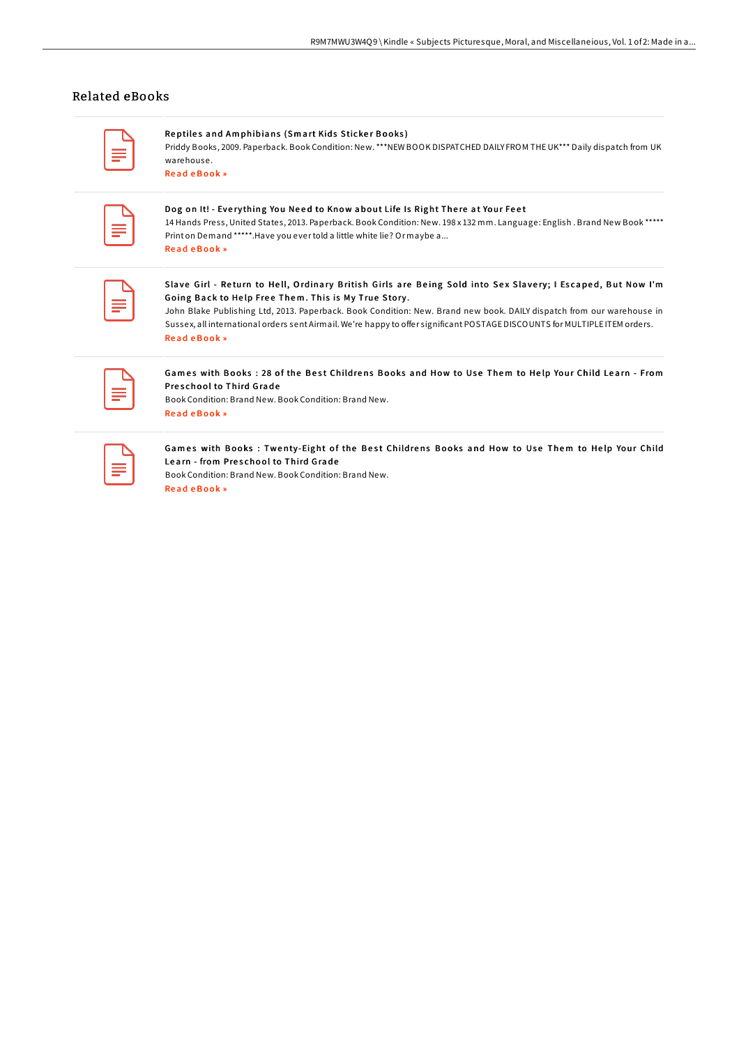## Related eBooks

**Reptiles and Amphibians (Smart Kids Sticker Books)**

Priddy Books, 2009. Paperback. Book Condition: New. ***NEW BOOK DISPATCHED DAILY FROM THE UK*** Daily dispatch from UK warehouse.

Read eBook »

**Dog on It! - Everything You Need to Know about Life Is Right There at Your Feet**

14 Hands Press, United States, 2013. Paperback. Book Condition: New. 198 x 132 mm. Language: English . Brand New Book ***** Print on Demand *****.Have you ever told a little white lie? Or maybe a...

Read eBook »

**Slave Girl - Return to Hell, Ordinary British Girls are Being Sold into Sex Slavery; I Escaped, But Now I'm Going Back to Help Free Them. This is My True Story.**

John Blake Publishing Ltd, 2013. Paperback. Book Condition: New. Brand new book. DAILY dispatch from our warehouse in Sussex, all international orders sent Airmail. We're happy to offer significant POSTAGE DISCOUNTS for MULTIPLE ITEM orders.

Read eBook »

**Games with Books : 28 of the Best Childrens Books and How to Use Them to Help Your Child Learn - From Preschool to Third Grade**

Book Condition: Brand New. Book Condition: Brand New.

Read eBook »

**Games with Books : Twenty-Eight of the Best Childrens Books and How to Use Them to Help Your Child Learn - from Preschool to Third Grade**

Book Condition: Brand New. Book Condition: Brand New.

Read eBook »